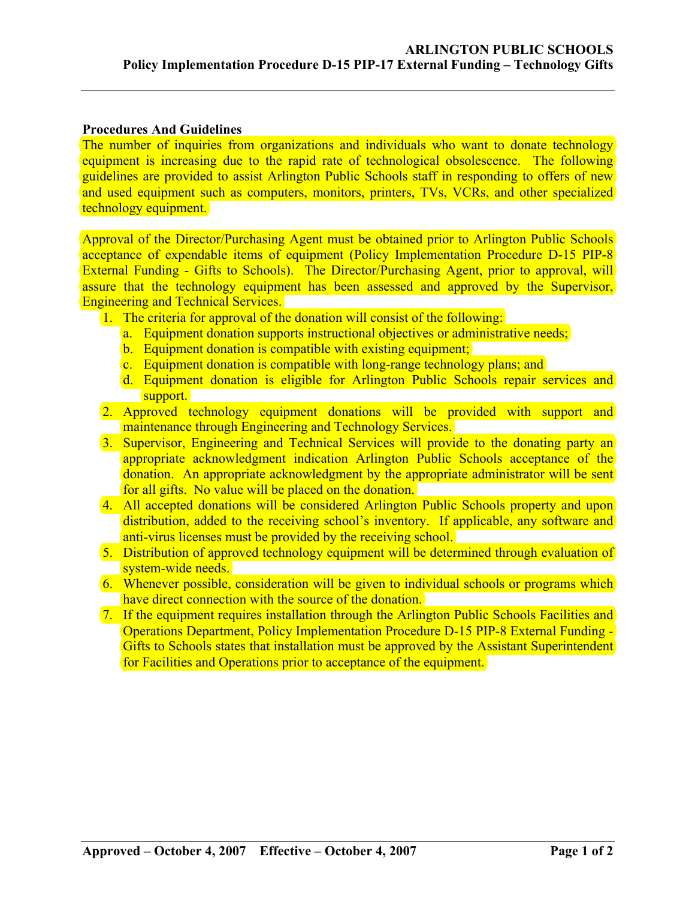# ARLINGTON PUBLIC SCHOOLS
## Policy Implementation Procedure D-15 PIP-17 External Funding – Technology Gifts

**Procedures And Guidelines**

The number of inquiries from organizations and individuals who want to donate technology equipment is increasing due to the rapid rate of technological obsolescence. The following guidelines are provided to assist Arlington Public Schools staff in responding to offers of new and used equipment such as computers, monitors, printers, TVs, VCRs, and other specialized technology equipment.

Approval of the Director/Purchasing Agent must be obtained prior to Arlington Public Schools acceptance of expendable items of equipment (Policy Implementation Procedure D-15 PIP-8 External Funding - Gifts to Schools). The Director/Purchasing Agent, prior to approval, will assure that the technology equipment has been assessed and approved by the Supervisor, Engineering and Technical Services.

1. The criteria for approval of the donation will consist of the following:
   a. Equipment donation supports instructional objectives or administrative needs;
   b. Equipment donation is compatible with existing equipment;
   c. Equipment donation is compatible with long-range technology plans; and
   d. Equipment donation is eligible for Arlington Public Schools repair services and support.
2. Approved technology equipment donations will be provided with support and maintenance through Engineering and Technology Services.
3. Supervisor, Engineering and Technical Services will provide to the donating party an appropriate acknowledgment indication Arlington Public Schools acceptance of the donation. An appropriate acknowledgment by the appropriate administrator will be sent for all gifts. No value will be placed on the donation.
4. All accepted donations will be considered Arlington Public Schools property and upon distribution, added to the receiving school's inventory. If applicable, any software and anti-virus licenses must be provided by the receiving school.
5. Distribution of approved technology equipment will be determined through evaluation of system-wide needs.
6. Whenever possible, consideration will be given to individual schools or programs which have direct connection with the source of the donation.
7. If the equipment requires installation through the Arlington Public Schools Facilities and Operations Department, Policy Implementation Procedure D-15 PIP-8 External Funding - Gifts to Schools states that installation must be approved by the Assistant Superintendent for Facilities and Operations prior to acceptance of the equipment.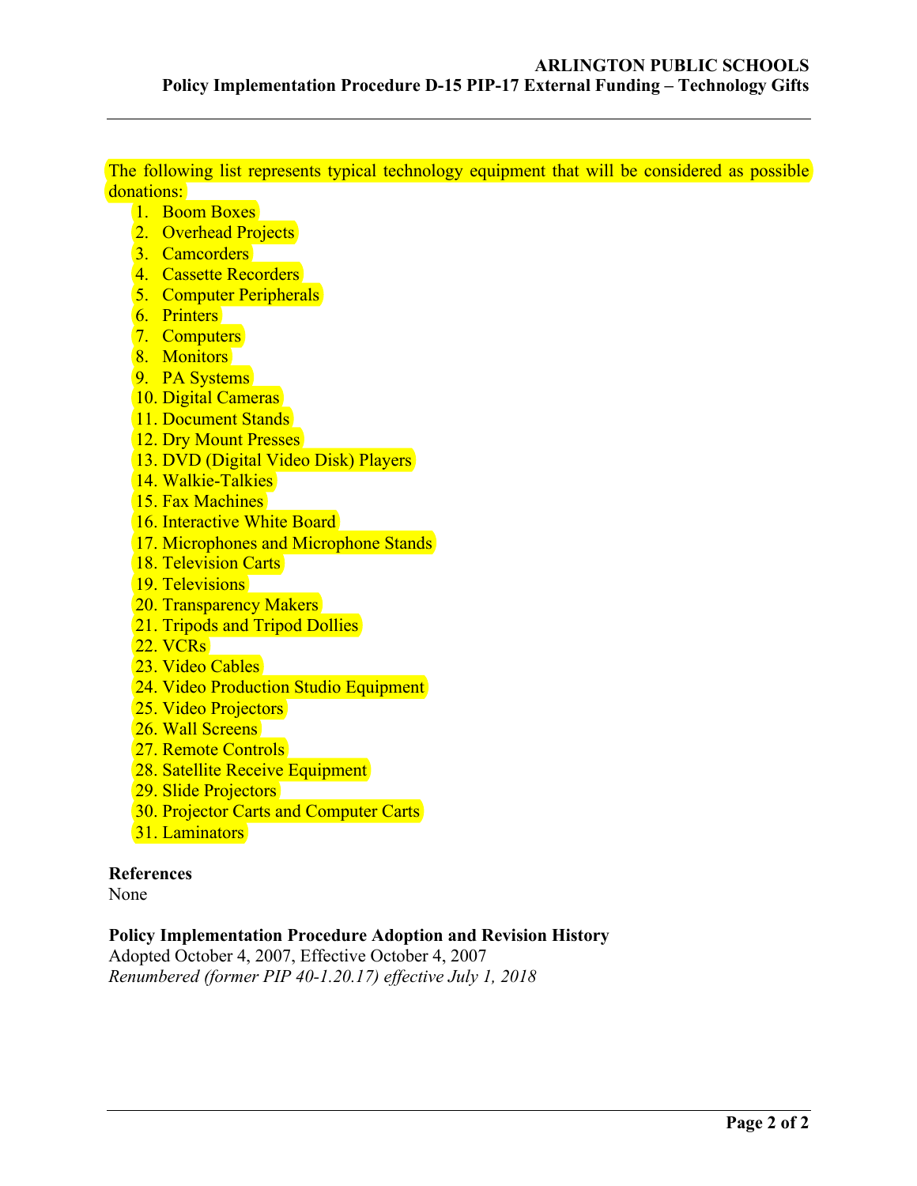The following list represents typical technology equipment that will be considered as possible donations:

1. Boom Boxes
2. Overhead Projects
3. Camcorders
4. Cassette Recorders
5. Computer Peripherals
6. Printers
7. Computers
8. Monitors
9. PA Systems
10. Digital Cameras
11. Document Stands
12. Dry Mount Presses
13. DVD (Digital Video Disk) Players
14. Walkie-Talkies
15. Fax Machines
16. Interactive White Board
17. Microphones and Microphone Stands
18. Television Carts
19. Televisions
20. Transparency Makers
21. Tripods and Tripod Dollies
22. VCRs
23. Video Cables
24. Video Production Studio Equipment
25. Video Projectors
26. Wall Screens
27. Remote Controls
28. Satellite Receive Equipment
29. Slide Projectors
30. Projector Carts and Computer Carts
31. Laminators

**References**

None

**Policy Implementation Procedure Adoption and Revision History**

Adopted October 4, 2007, Effective October 4, 2007

*Renumbered (former PIP 40-1.20.17) effective July 1, 2018*